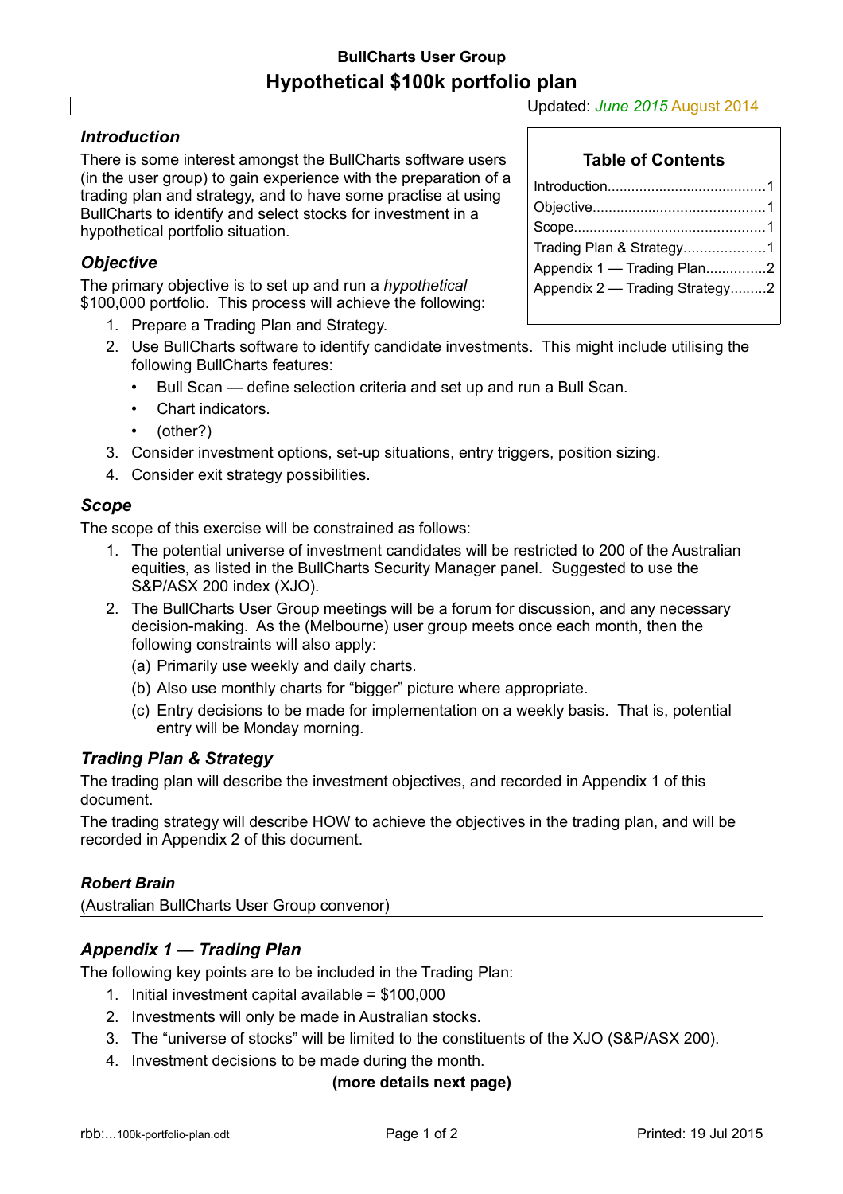**BullCharts User Group**

# Hypothetical $100k portfolio plan

Updated: *June 2015* ~~August 2014~~

**Table of Contents**

- Introduction........................................1
- Objective...........................................1
- Scope................................................1
- Trading Plan & Strategy....................1
- Appendix 1 — Trading Plan...............2
- Appendix 2 — Trading Strategy.........2

## *Introduction*

There is some interest amongst the BullCharts software users (in the user group) to gain experience with the preparation of a trading plan and strategy, and to have some practise at using BullCharts to identify and select stocks for investment in a hypothetical portfolio situation.

## *Objective*

The primary objective is to set up and run a *hypothetical* $100,000 portfolio. This process will achieve the following:

1. Prepare a Trading Plan and Strategy.
2. Use BullCharts software to identify candidate investments. This might include utilising the following BullCharts features:
   - Bull Scan — define selection criteria and set up and run a Bull Scan.
   - Chart indicators.
   - (other?)
3. Consider investment options, set-up situations, entry triggers, position sizing.
4. Consider exit strategy possibilities.

## *Scope*

The scope of this exercise will be constrained as follows:

1. The potential universe of investment candidates will be restricted to 200 of the Australian equities, as listed in the BullCharts Security Manager panel. Suggested to use the S&P/ASX 200 index (XJO).
2. The BullCharts User Group meetings will be a forum for discussion, and any necessary decision-making. As the (Melbourne) user group meets once each month, then the following constraints will also apply:
   (a) Primarily use weekly and daily charts.
   (b) Also use monthly charts for "bigger" picture where appropriate.
   (c) Entry decisions to be made for implementation on a weekly basis. That is, potential entry will be Monday morning.

## *Trading Plan & Strategy*

The trading plan will describe the investment objectives, and recorded in Appendix 1 of this document.

The trading strategy will describe HOW to achieve the objectives in the trading plan, and will be recorded in Appendix 2 of this document.

***Robert Brain***
(Australian BullCharts User Group convenor)

---

## *Appendix 1 — Trading Plan*

The following key points are to be included in the Trading Plan:

1. Initial investment capital available = $100,000
2. Investments will only be made in Australian stocks.
3. The "universe of stocks" will be limited to the constituents of the XJO (S&P/ASX 200).
4. Investment decisions to be made during the month.

**(more details next page)**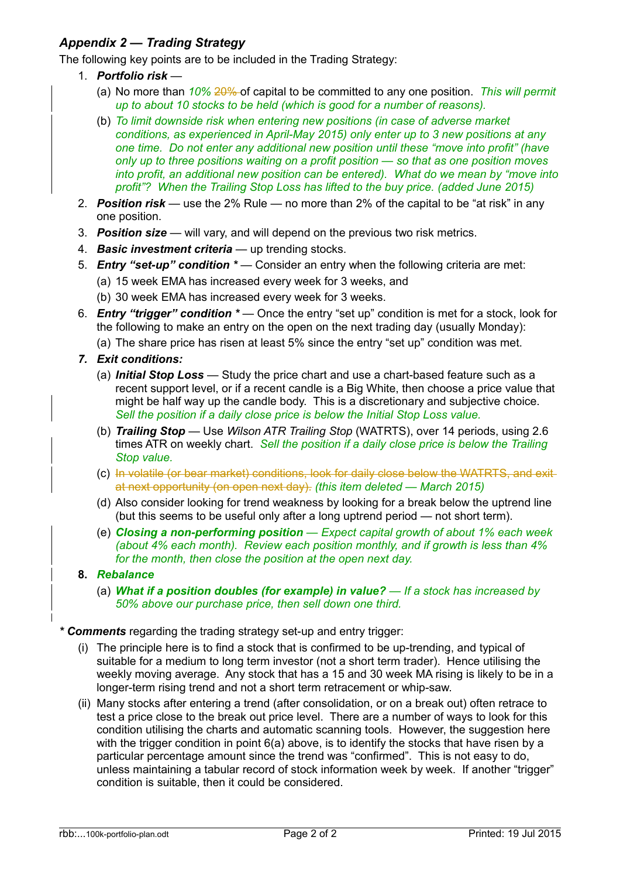## *Appendix 2 — Trading Strategy*

The following key points are to be included in the Trading Strategy:

1. ***Portfolio risk*** —
   (a) No more than *10%* ~~20%~~ of capital to be committed to any one position. *This will permit up to about 10 stocks to be held (which is good for a number of reasons).*
   (b) *To limit downside risk when entering new positions (in case of adverse market conditions, as experienced in April-May 2015) only enter up to 3 new positions at any one time. Do not enter any additional new position until these "move into profit" (have only up to three positions waiting on a profit position — so that as one position moves into profit, an additional new position can be entered). What do we mean by "move into profit"? When the Trailing Stop Loss has lifted to the buy price. (added June 2015)*
2. ***Position risk*** — use the 2% Rule — no more than 2% of the capital to be "at risk" in any one position.
3. ***Position size*** — will vary, and will depend on the previous two risk metrics.
4. ***Basic investment criteria*** — up trending stocks.
5. ***Entry "set-up" condition \**** — Consider an entry when the following criteria are met:
   (a) 15 week EMA has increased every week for 3 weeks, and
   (b) 30 week EMA has increased every week for 3 weeks.
6. ***Entry "trigger" condition \**** — Once the entry "set up" condition is met for a stock, look for the following to make an entry on the open on the next trading day (usually Monday):
   (a) The share price has risen at least 5% since the entry "set up" condition was met.
7. ***Exit conditions:***
   (a) ***Initial Stop Loss*** — Study the price chart and use a chart-based feature such as a recent support level, or if a recent candle is a Big White, then choose a price value that might be half way up the candle body. This is a discretionary and subjective choice. *Sell the position if a daily close price is below the Initial Stop Loss value.*
   (b) ***Trailing Stop*** — Use *Wilson ATR Trailing Stop* (WATRTS), over 14 periods, using 2.6 times ATR on weekly chart. *Sell the position if a daily close price is below the Trailing Stop value.*
   (c) ~~In volatile (or bear market) conditions, look for daily close below the WATRTS, and exit at next opportunity (on open next day).~~ *(this item deleted — March 2015)*
   (d) Also consider looking for trend weakness by looking for a break below the uptrend line (but this seems to be useful only after a long uptrend period — not short term).
   (e) ***Closing a non-performing position*** *— Expect capital growth of about 1% each week (about 4% each month). Review each position monthly, and if growth is less than 4% for the month, then close the position at the open next day.*
8. ***Rebalance***
   (a) ***What if a position doubles (for example) in value?*** *— If a stock has increased by 50% above our purchase price, then sell down one third.*

**\* *Comments*** regarding the trading strategy set-up and entry trigger:

(i) The principle here is to find a stock that is confirmed to be up-trending, and typical of suitable for a medium to long term investor (not a short term trader). Hence utilising the weekly moving average. Any stock that has a 15 and 30 week MA rising is likely to be in a longer-term rising trend and not a short term retracement or whip-saw.

(ii) Many stocks after entering a trend (after consolidation, or on a break out) often retrace to test a price close to the break out price level. There are a number of ways to look for this condition utilising the charts and automatic scanning tools. However, the suggestion here with the trigger condition in point 6(a) above, is to identify the stocks that have risen by a particular percentage amount since the trend was "confirmed". This is not easy to do, unless maintaining a tabular record of stock information week by week. If another "trigger" condition is suitable, then it could be considered.